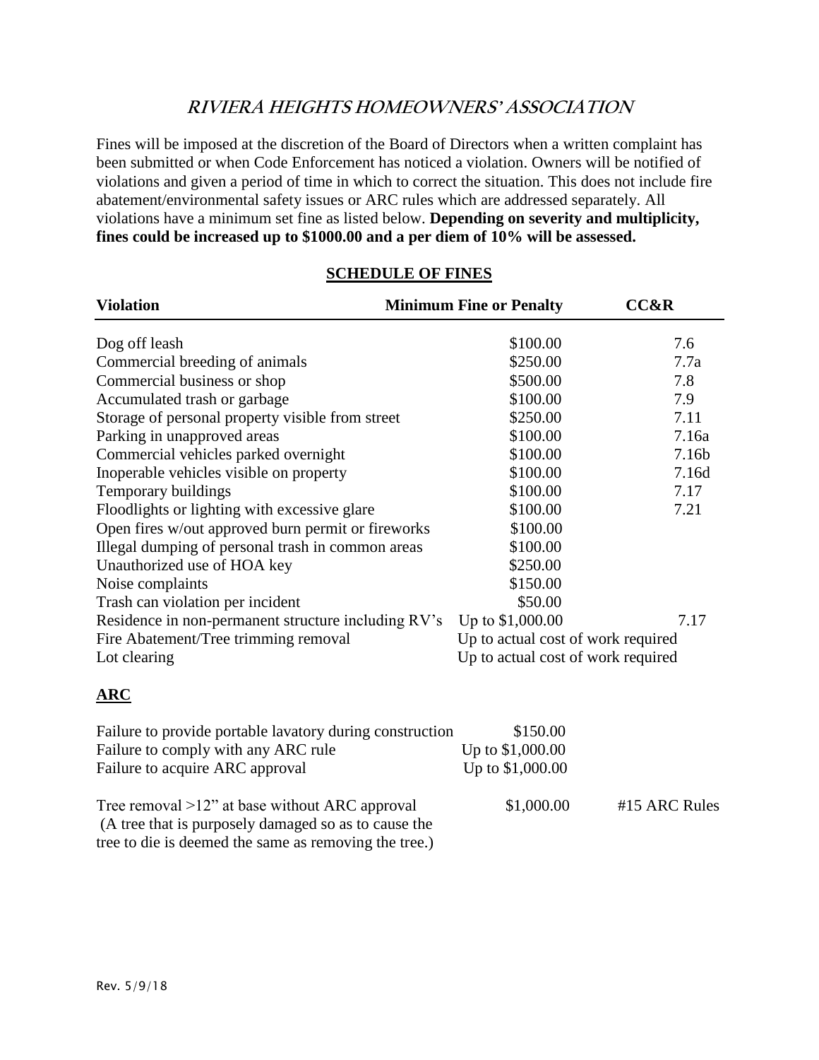# *RIVIERA HEIGHTS HOMEOWNERS' ASSOCIATION*

Fines will be imposed at the discretion of the Board of Directors when a written complaint has been submitted or when Code Enforcement has noticed a violation. Owners will be notified of violations and given a period of time in which to correct the situation. This does not include fire abatement/environmental safety issues or ARC rules which are addressed separately. All violations have a minimum set fine as listed below. **Depending on severity and multiplicity, fines could be increased up to $1000.00 and a per diem of 10% will be assessed.**

## SCHEDULE OF FINES

| Violation | Minimum Fine or Penalty | CC&R |
|---|---|---|
| Dog off leash | $100.00 | 7.6 |
| Commercial breeding of animals | $250.00 | 7.7a |
| Commercial business or shop | $500.00 | 7.8 |
| Accumulated trash or garbage | $100.00 | 7.9 |
| Storage of personal property visible from street | $250.00 | 7.11 |
| Parking in unapproved areas | $100.00 | 7.16a |
| Commercial vehicles parked overnight | $100.00 | 7.16b |
| Inoperable vehicles visible on property | $100.00 | 7.16d |
| Temporary buildings | $100.00 | 7.17 |
| Floodlights or lighting with excessive glare | $100.00 | 7.21 |
| Open fires w/out approved burn permit or fireworks | $100.00 | |
| Illegal dumping of personal trash in common areas | $100.00 | |
| Unauthorized use of HOA key | $250.00 | |
| Noise complaints | $150.00 | |
| Trash can violation per incident | $50.00 | |
| Residence in non-permanent structure including RV's | Up to $1,000.00 | 7.17 |
| Fire Abatement/Tree trimming removal | Up to actual cost of work required | |
| Lot clearing | Up to actual cost of work required | |

## ARC

| Violation | Fine | Rule |
|---|---|---|
| Failure to provide portable lavatory during construction | $150.00 | |
| Failure to comply with any ARC rule | Up to $1,000.00 | |
| Failure to acquire ARC approval | Up to $1,000.00 | |
| Tree removal >12" at base without ARC approval (A tree that is purposely damaged so as to cause the tree to die is deemed the same as removing the tree.) | $1,000.00 | #15 ARC Rules |

Rev. 5/9/18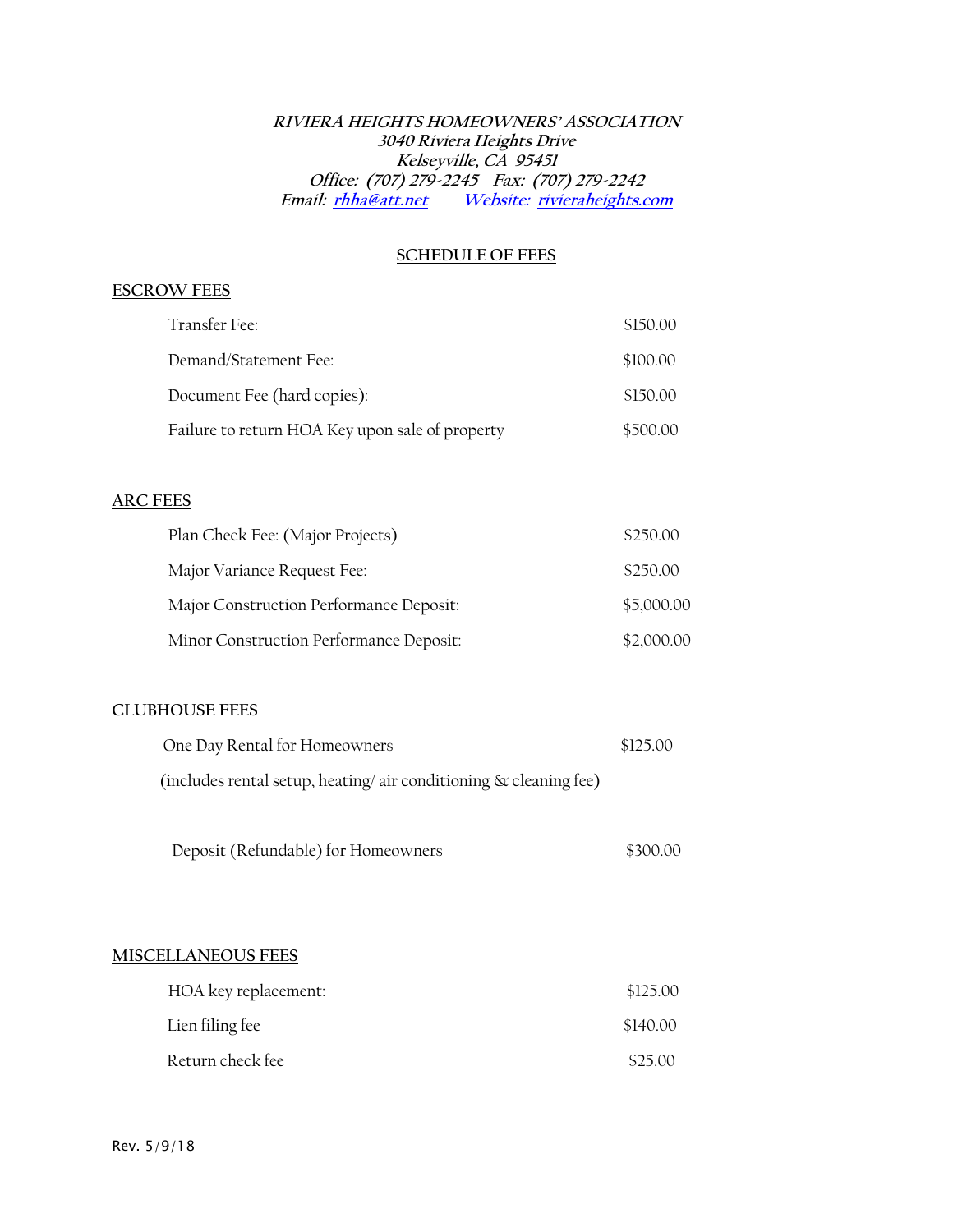***RIVIERA HEIGHTS HOMEOWNERS' ASSOCIATION***
***3040 Riviera Heights Drive***
***Kelseyville, CA 95451***
***Office: (707) 279-2245 Fax: (707) 279-2242***
***Email: rhha@att.net Website: rivieraheights.com***

## SCHEDULE OF FEES

### ESCROW FEES

| | |
|---|---|
| Transfer Fee: | \$150.00 |
| Demand/Statement Fee: | \$100.00 |
| Document Fee (hard copies): | \$150.00 |
| Failure to return HOA Key upon sale of property | \$500.00 |

### ARC FEES

| | |
|---|---|
| Plan Check Fee: (Major Projects) | \$250.00 |
| Major Variance Request Fee: | \$250.00 |
| Major Construction Performance Deposit: | \$5,000.00 |
| Minor Construction Performance Deposit: | \$2,000.00 |

### CLUBHOUSE FEES

| | |
|---|---|
| One Day Rental for Homeowners | \$125.00 |
| (includes rental setup, heating/ air conditioning & cleaning fee) | |
| Deposit (Refundable) for Homeowners | \$300.00 |

### MISCELLANEOUS FEES

| | |
|---|---|
| HOA key replacement: | \$125.00 |
| Lien filing fee | \$140.00 |
| Return check fee | \$25.00 |

Rev. 5/9/18